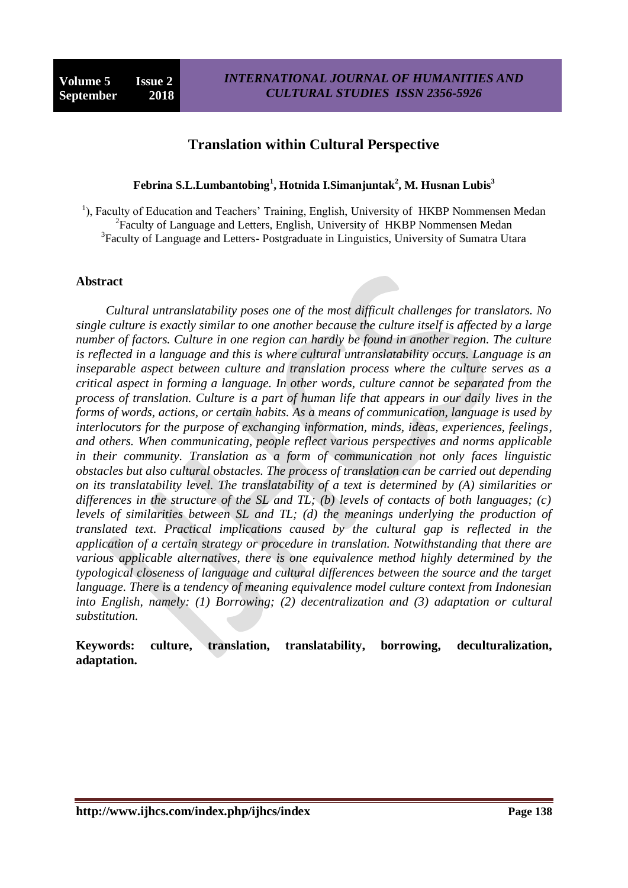# Translation within Cultural Perspective

**Febrina S.L.Lumbantobing[1], Hotnida I.Simanjuntak[2], M. Husnan Lubis[3]**

[1]), Faculty of Education and Teachers' Training, English, University of HKBP Nommensen Medan
[2]Faculty of Language and Letters, English, University of HKBP Nommensen Medan
[3]Faculty of Language and Letters- Postgraduate in Linguistics, University of Sumatra Utara

## Abstract

*Cultural untranslatability poses one of the most difficult challenges for translators. No single culture is exactly similar to one another because the culture itself is affected by a large number of factors. Culture in one region can hardly be found in another region. The culture is reflected in a language and this is where cultural untranslatability occurs. Language is an inseparable aspect between culture and translation process where the culture serves as a critical aspect in forming a language. In other words, culture cannot be separated from the process of translation. Culture is a part of human life that appears in our daily lives in the forms of words, actions, or certain habits. As a means of communication, language is used by interlocutors for the purpose of exchanging information, minds, ideas, experiences, feelings, and others. When communicating, people reflect various perspectives and norms applicable in their community. Translation as a form of communication not only faces linguistic obstacles but also cultural obstacles. The process of translation can be carried out depending on its translatability level. The translatability of a text is determined by (A) similarities or differences in the structure of the SL and TL; (b) levels of contacts of both languages; (c) levels of similarities between SL and TL; (d) the meanings underlying the production of translated text. Practical implications caused by the cultural gap is reflected in the application of a certain strategy or procedure in translation. Notwithstanding that there are various applicable alternatives, there is one equivalence method highly determined by the typological closeness of language and cultural differences between the source and the target language. There is a tendency of meaning equivalence model culture context from Indonesian into English, namely: (1) Borrowing; (2) decentralization and (3) adaptation or cultural substitution.*

**Keywords: culture, translation, translatability, borrowing, deculturalization, adaptation.**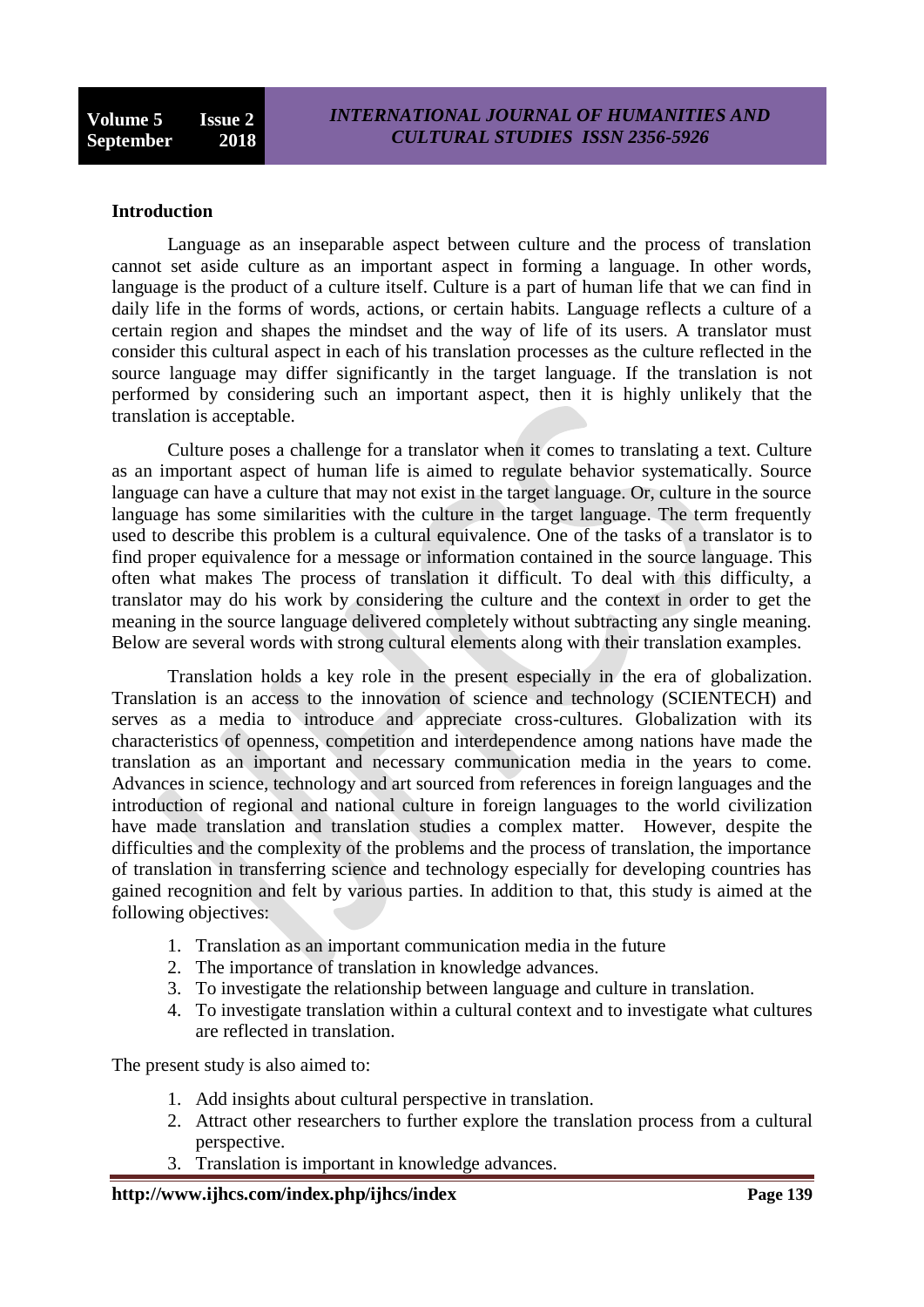**Introduction**

Language as an inseparable aspect between culture and the process of translation cannot set aside culture as an important aspect in forming a language. In other words, language is the product of a culture itself. Culture is a part of human life that we can find in daily life in the forms of words, actions, or certain habits. Language reflects a culture of a certain region and shapes the mindset and the way of life of its users. A translator must consider this cultural aspect in each of his translation processes as the culture reflected in the source language may differ significantly in the target language. If the translation is not performed by considering such an important aspect, then it is highly unlikely that the translation is acceptable.

Culture poses a challenge for a translator when it comes to translating a text. Culture as an important aspect of human life is aimed to regulate behavior systematically. Source language can have a culture that may not exist in the target language. Or, culture in the source language has some similarities with the culture in the target language. The term frequently used to describe this problem is a cultural equivalence. One of the tasks of a translator is to find proper equivalence for a message or information contained in the source language. This often what makes The process of translation it difficult. To deal with this difficulty, a translator may do his work by considering the culture and the context in order to get the meaning in the source language delivered completely without subtracting any single meaning. Below are several words with strong cultural elements along with their translation examples.

Translation holds a key role in the present especially in the era of globalization. Translation is an access to the innovation of science and technology (SCIENTECH) and serves as a media to introduce and appreciate cross-cultures. Globalization with its characteristics of openness, competition and interdependence among nations have made the translation as an important and necessary communication media in the years to come. Advances in science, technology and art sourced from references in foreign languages and the introduction of regional and national culture in foreign languages to the world civilization have made translation and translation studies a complex matter. However, despite the difficulties and the complexity of the problems and the process of translation, the importance of translation in transferring science and technology especially for developing countries has gained recognition and felt by various parties. In addition to that, this study is aimed at the following objectives:

1. Translation as an important communication media in the future
2. The importance of translation in knowledge advances.
3. To investigate the relationship between language and culture in translation.
4. To investigate translation within a cultural context and to investigate what cultures are reflected in translation.

The present study is also aimed to:

1. Add insights about cultural perspective in translation.
2. Attract other researchers to further explore the translation process from a cultural perspective.
3. Translation is important in knowledge advances.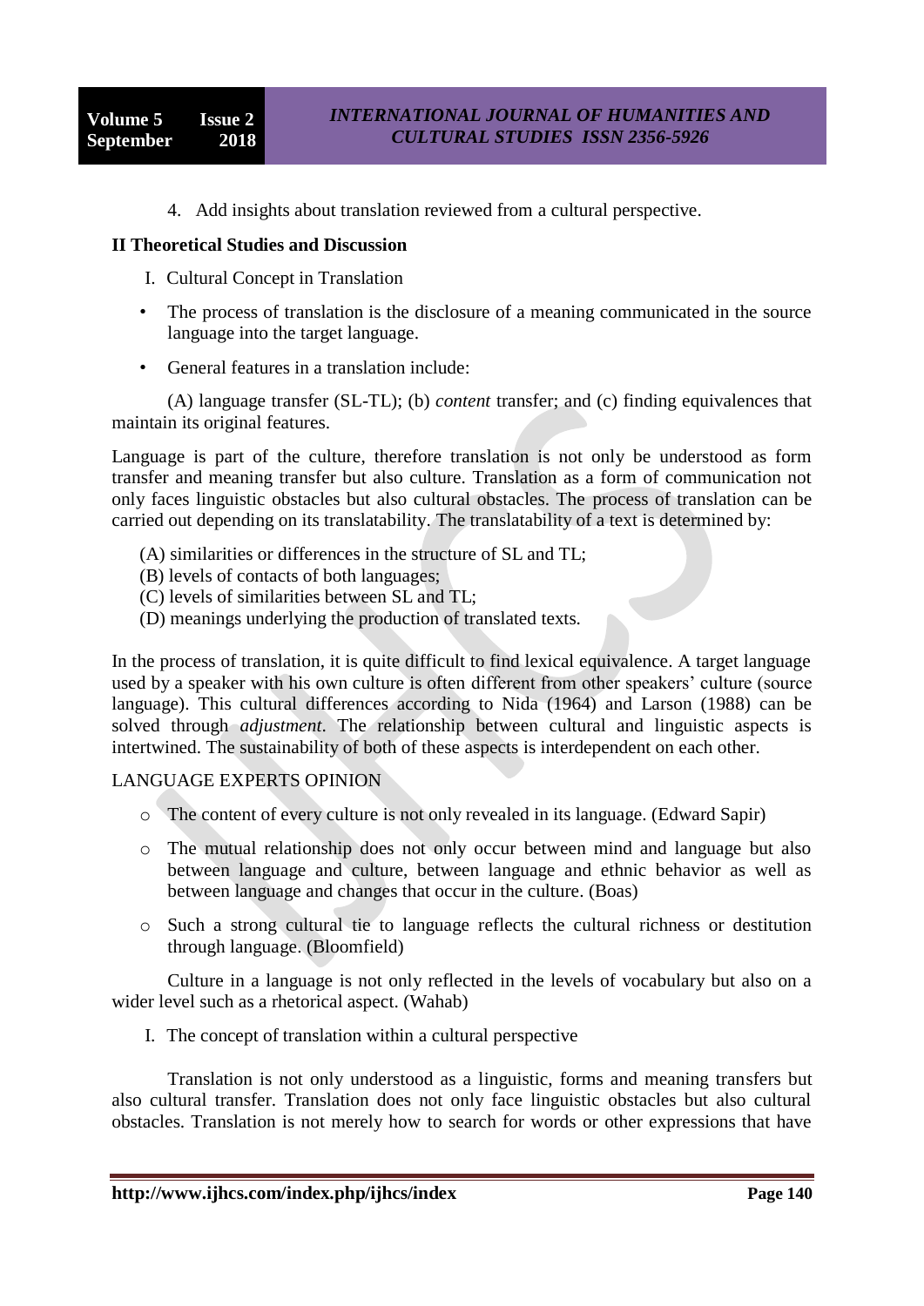4. Add insights about translation reviewed from a cultural perspective.

**II Theoretical Studies and Discussion**

I. Cultural Concept in Translation

- The process of translation is the disclosure of a meaning communicated in the source language into the target language.
- General features in a translation include:

(A) language transfer (SL-TL); (b) *content* transfer; and (c) finding equivalences that maintain its original features.

Language is part of the culture, therefore translation is not only be understood as form transfer and meaning transfer but also culture. Translation as a form of communication not only faces linguistic obstacles but also cultural obstacles. The process of translation can be carried out depending on its translatability. The translatability of a text is determined by:

(A) similarities or differences in the structure of SL and TL;
(B) levels of contacts of both languages;
(C) levels of similarities between SL and TL;
(D) meanings underlying the production of translated texts.

In the process of translation, it is quite difficult to find lexical equivalence. A target language used by a speaker with his own culture is often different from other speakers' culture (source language). This cultural differences according to Nida (1964) and Larson (1988) can be solved through *adjustment*. The relationship between cultural and linguistic aspects is intertwined. The sustainability of both of these aspects is interdependent on each other.

LANGUAGE EXPERTS OPINION

- The content of every culture is not only revealed in its language. (Edward Sapir)
- The mutual relationship does not only occur between mind and language but also between language and culture, between language and ethnic behavior as well as between language and changes that occur in the culture. (Boas)
- Such a strong cultural tie to language reflects the cultural richness or destitution through language. (Bloomfield)

Culture in a language is not only reflected in the levels of vocabulary but also on a wider level such as a rhetorical aspect. (Wahab)

I. The concept of translation within a cultural perspective

Translation is not only understood as a linguistic, forms and meaning transfers but also cultural transfer. Translation does not only face linguistic obstacles but also cultural obstacles. Translation is not merely how to search for words or other expressions that have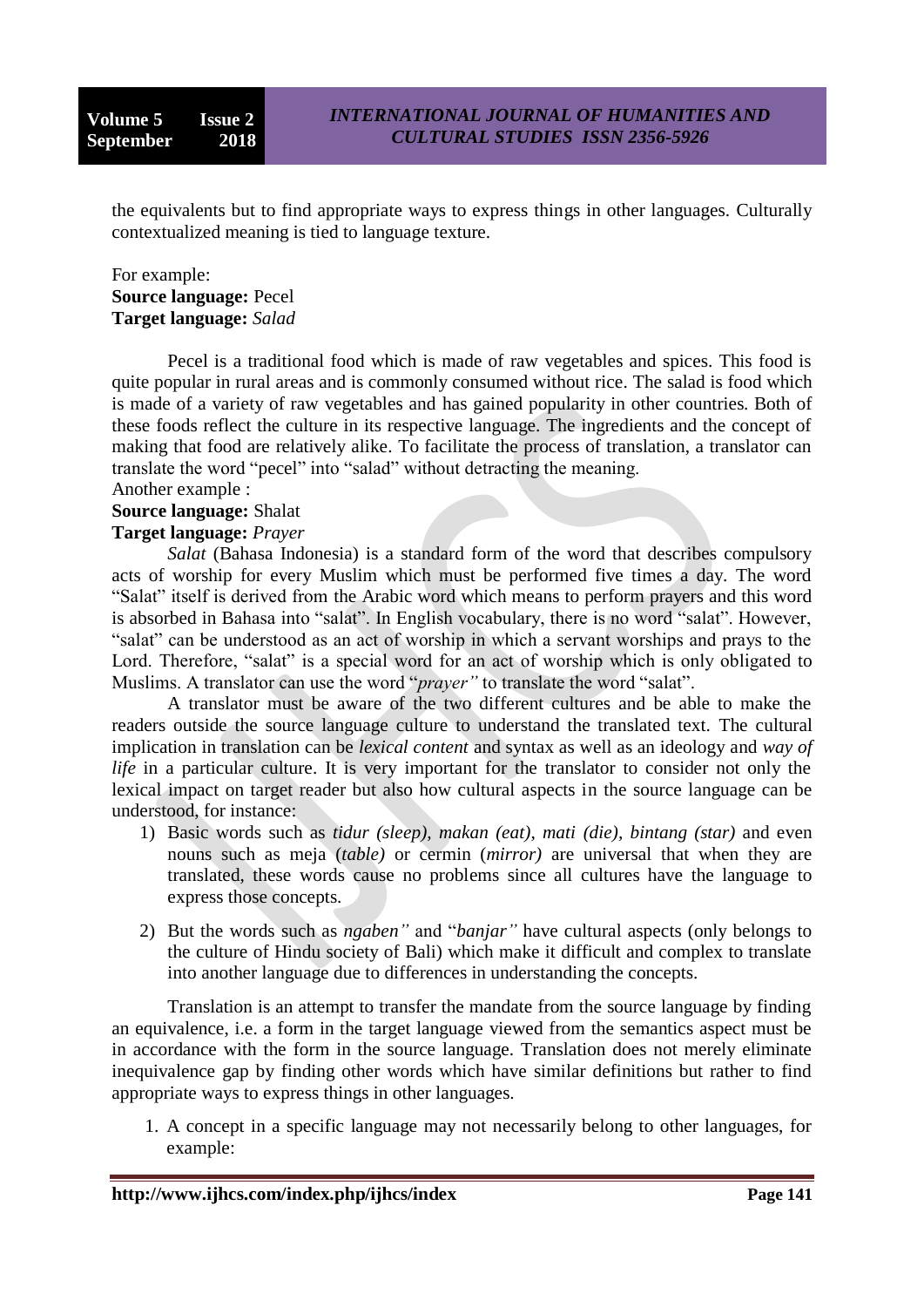the equivalents but to find appropriate ways to express things in other languages. Culturally contextualized meaning is tied to language texture.

For example:
**Source language:** Pecel
**Target language:** *Salad*

Pecel is a traditional food which is made of raw vegetables and spices. This food is quite popular in rural areas and is commonly consumed without rice. The salad is food which is made of a variety of raw vegetables and has gained popularity in other countries. Both of these foods reflect the culture in its respective language. The ingredients and the concept of making that food are relatively alike. To facilitate the process of translation, a translator can translate the word "pecel" into "salad" without detracting the meaning.
Another example :
**Source language:** Shalat
**Target language:** *Prayer*

*Salat* (Bahasa Indonesia) is a standard form of the word that describes compulsory acts of worship for every Muslim which must be performed five times a day. The word "Salat" itself is derived from the Arabic word which means to perform prayers and this word is absorbed in Bahasa into "salat". In English vocabulary, there is no word "salat". However, "salat" can be understood as an act of worship in which a servant worships and prays to the Lord. Therefore, "salat" is a special word for an act of worship which is only obligated to Muslims. A translator can use the word "*prayer"* to translate the word "salat".

A translator must be aware of the two different cultures and be able to make the readers outside the source language culture to understand the translated text. The cultural implication in translation can be *lexical content* and syntax as well as an ideology and *way of life* in a particular culture. It is very important for the translator to consider not only the lexical impact on target reader but also how cultural aspects in the source language can be understood, for instance:

1) Basic words such as *tidur (sleep), makan (eat), mati (die), bintang (star)* and even nouns such as meja (*table)* or cermin (*mirror)* are universal that when they are translated, these words cause no problems since all cultures have the language to express those concepts.
2) But the words such as *ngaben"* and "*banjar"* have cultural aspects (only belongs to the culture of Hindu society of Bali) which make it difficult and complex to translate into another language due to differences in understanding the concepts.

Translation is an attempt to transfer the mandate from the source language by finding an equivalence, i.e. a form in the target language viewed from the semantics aspect must be in accordance with the form in the source language. Translation does not merely eliminate inequivalence gap by finding other words which have similar definitions but rather to find appropriate ways to express things in other languages.

1. A concept in a specific language may not necessarily belong to other languages, for example: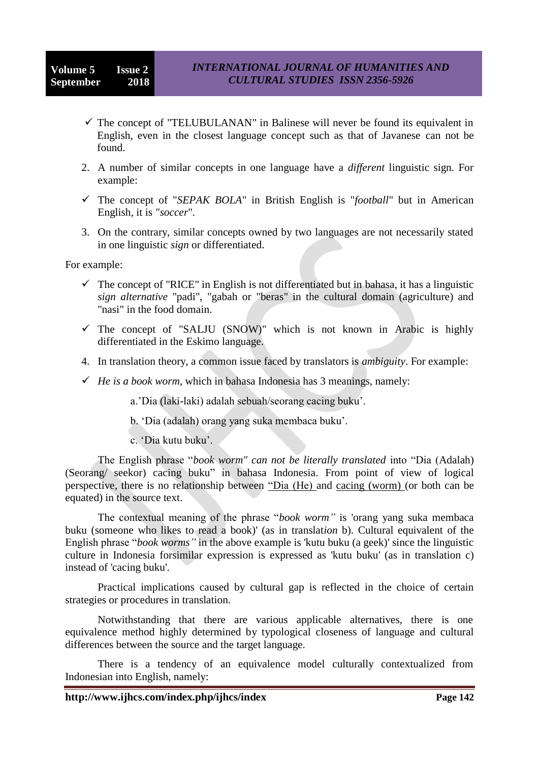- ✓ The concept of "TELUBULANAN" in Balinese will never be found its equivalent in English, even in the closest language concept such as that of Javanese can not be found.

2. A number of similar concepts in one language have a *different* linguistic sign. For example:

- ✓ The concept of "*SEPAK BOLA*" in British English is "*football*" but in American English, it is *"soccer*".

3. On the contrary, similar concepts owned by two languages are not necessarily stated in one linguistic *sign* or differentiated.

For example:

- ✓ The concept of "RICE" in English is not differentiated but in bahasa, it has a linguistic *sign alternative* "padi", "gabah or "beras" in the cultural domain (agriculture) and "nasi" in the food domain.
- ✓ The concept of "SALJU (SNOW)" which is not known in Arabic is highly differentiated in the Eskimo language.

4. In translation theory, a common issue faced by translators is *ambiguity*. For example:

- ✓ *He is a book worm,* which in bahasa Indonesia has 3 meanings, namely:

  a.'Dia (laki-laki) adalah sebuah/seorang cacing buku'.

  b. 'Dia (adalah) orang yang suka membaca buku'.

  c. 'Dia kutu buku'.

The English phrase "*book worm" can not be literally translated* into "Dia (Adalah) (Seorang/ seekor) cacing buku" in bahasa Indonesia. From point of view of logical perspective, there is no relationship between "Dia (He) and cacing (worm) (or both can be equated) in the source text.

The contextual meaning of the phrase "*book worm"* is 'orang yang suka membaca buku (someone who likes to read a book)' (as in translat*ion* b). Cultural equivalent of the English phrase "*book worms"* in the above example is 'kutu buku (a geek)' since the linguistic culture in Indonesia forsimilar expression is expressed as 'kutu buku' (as in translation c) instead of 'cacing buku'.

Practical implications caused by cultural gap is reflected in the choice of certain strategies or procedures in translation.

Notwithstanding that there are various applicable alternatives, there is one equivalence method highly determined by typological closeness of language and cultural differences between the source and the target language.

There is a tendency of an equivalence model culturally contextualized from Indonesian into English, namely: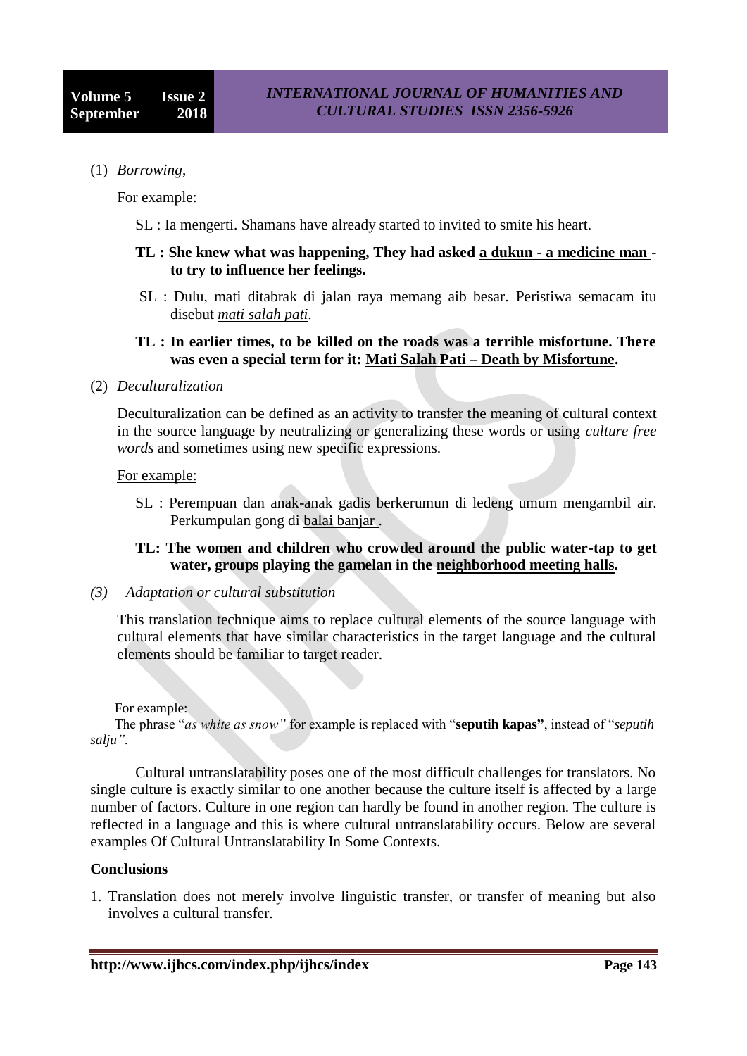(1) *Borrowing*,

For example:

SL : Ia mengerti. Shamans have already started to invited to smite his heart.

**TL : She knew what was happening, They had asked <u>a dukun - a medicine man</u> - to try to influence her feelings.**

SL : Dulu, mati ditabrak di jalan raya memang aib besar. Peristiwa semacam itu disebut <u>*mati salah pati*</u>.

**TL : In earlier times, to be killed on the roads was a terrible misfortune. There was even a special term for it: <u>Mati Salah Pati – Death by Misfortune</u>.**

(2) *Deculturalization*

Deculturalization can be defined as an activity to transfer the meaning of cultural context in the source language by neutralizing or generalizing these words or using *culture free words* and sometimes using new specific expressions.

<u>For example:</u>

SL : Perempuan dan anak-anak gadis berkerumun di ledeng umum mengambil air. Perkumpulan gong di <u>balai banjar</u> .

**TL: The women and children who crowded around the public water-tap to get water, groups playing the gamelan in the <u>neighborhood meeting halls</u>.**

*(3) Adaptation or cultural substitution*

This translation technique aims to replace cultural elements of the source language with cultural elements that have similar characteristics in the target language and the cultural elements should be familiar to target reader.

For example:
The phrase "*as white as snow"* for example is replaced with "**seputih kapas"**, instead of "*seputih salju".*

Cultural untranslatability poses one of the most difficult challenges for translators. No single culture is exactly similar to one another because the culture itself is affected by a large number of factors. Culture in one region can hardly be found in another region. The culture is reflected in a language and this is where cultural untranslatability occurs. Below are several examples Of Cultural Untranslatability In Some Contexts.

**Conclusions**

1. Translation does not merely involve linguistic transfer, or transfer of meaning but also involves a cultural transfer.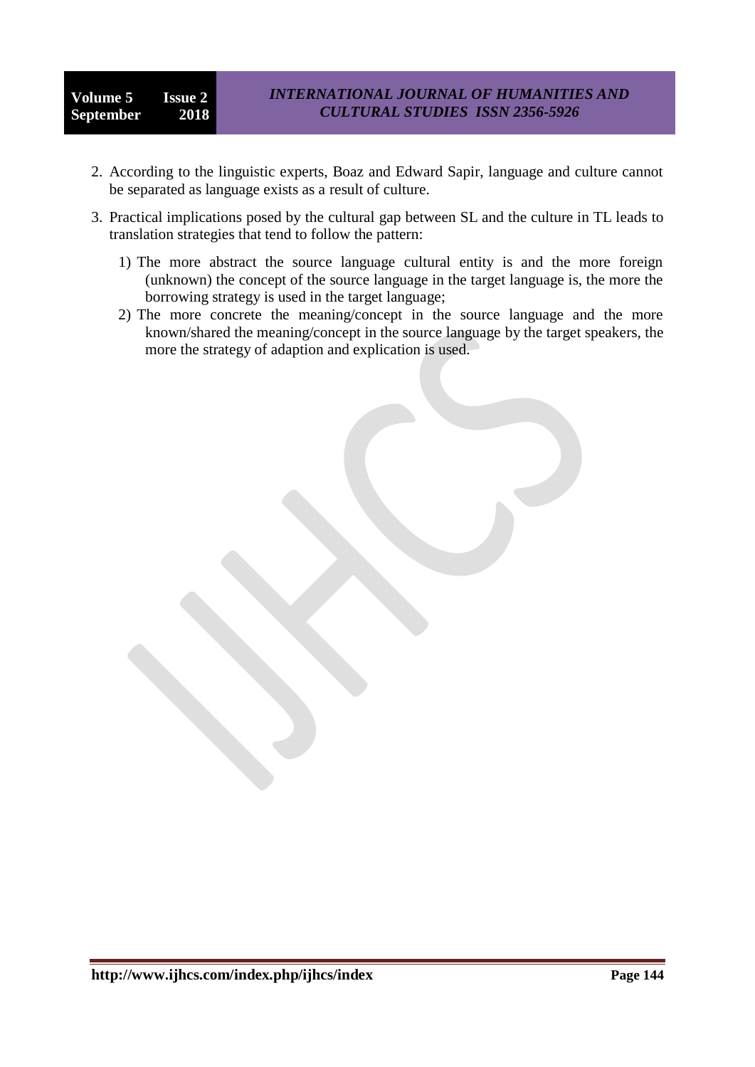2. According to the linguistic experts, Boaz and Edward Sapir, language and culture cannot be separated as language exists as a result of culture.
3. Practical implications posed by the cultural gap between SL and the culture in TL leads to translation strategies that tend to follow the pattern:
   1) The more abstract the source language cultural entity is and the more foreign (unknown) the concept of the source language in the target language is, the more the borrowing strategy is used in the target language;
   2) The more concrete the meaning/concept in the source language and the more known/shared the meaning/concept in the source language by the target speakers, the more the strategy of adaption and explication is used.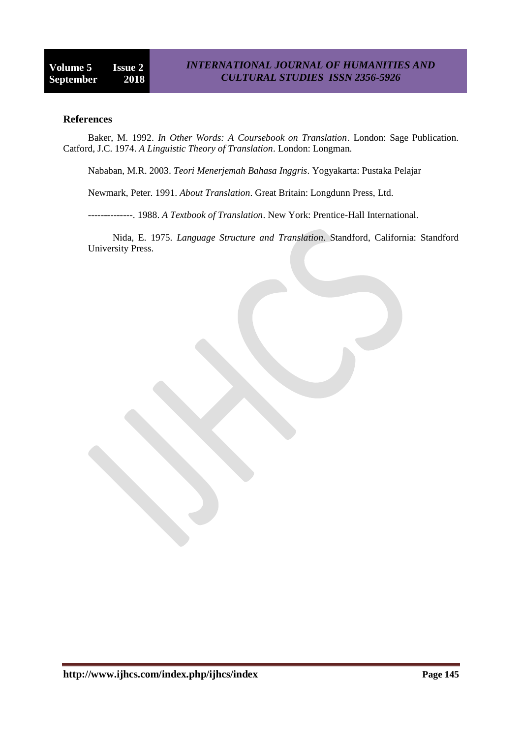## References

Baker, M. 1992. *In Other Words: A Coursebook on Translation*. London: Sage Publication. Catford, J.C. 1974. *A Linguistic Theory of Translation*. London: Longman.

Nababan, M.R. 2003. *Teori Menerjemah Bahasa Inggris*. Yogyakarta: Pustaka Pelajar

Newmark, Peter. 1991. *About Translation*. Great Britain: Longdunn Press, Ltd.

--------------. 1988. *A Textbook of Translation*. New York: Prentice-Hall International.

Nida, E. 1975. *Language Structure and Translation*. Standford, California: Standford University Press.